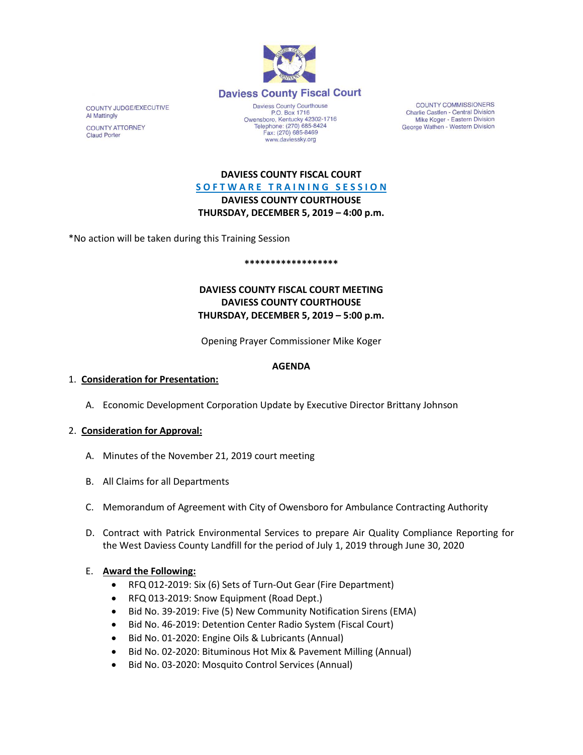**Daviess County Fiscal Court**

COUNTY JUDGE/EXECUTIVE
Al Mattingly

COUNTY ATTORNEY
Claud Porter

Daviess County Courthouse
P.O. Box 1716
Owensboro, Kentucky 42302-1716
Telephone: (270) 685-8424
Fax: (270) 685-8469
www.daviessky.org

COUNTY COMMISSIONERS
Charlie Castlen - Central Division
Mike Koger - Eastern Division
George Wathen - Western Division

**DAVIESS COUNTY FISCAL COURT**
**SOFTWARE TRAINING SESSION**
**DAVIESS COUNTY COURTHOUSE**
**THURSDAY, DECEMBER 5, 2019 – 4:00 p.m.**

*No action will be taken during this Training Session

**\*\*\*\*\*\*\*\*\*\*\*\*\*\*\*\*\*\***

**DAVIESS COUNTY FISCAL COURT MEETING**
**DAVIESS COUNTY COURTHOUSE**
**THURSDAY, DECEMBER 5, 2019 – 5:00 p.m.**

Opening Prayer Commissioner Mike Koger

**AGENDA**

1. **Consideration for Presentation:**

   A. Economic Development Corporation Update by Executive Director Brittany Johnson

2. **Consideration for Approval:**

   A. Minutes of the November 21, 2019 court meeting

   B. All Claims for all Departments

   C. Memorandum of Agreement with City of Owensboro for Ambulance Contracting Authority

   D. Contract with Patrick Environmental Services to prepare Air Quality Compliance Reporting for the West Daviess County Landfill for the period of July 1, 2019 through June 30, 2020

   E. **Award the Following:**
      - RFQ 012-2019: Six (6) Sets of Turn-Out Gear (Fire Department)
      - RFQ 013-2019: Snow Equipment (Road Dept.)
      - Bid No. 39-2019: Five (5) New Community Notification Sirens (EMA)
      - Bid No. 46-2019: Detention Center Radio System (Fiscal Court)
      - Bid No. 01-2020: Engine Oils & Lubricants (Annual)
      - Bid No. 02-2020: Bituminous Hot Mix & Pavement Milling (Annual)
      - Bid No. 03-2020: Mosquito Control Services (Annual)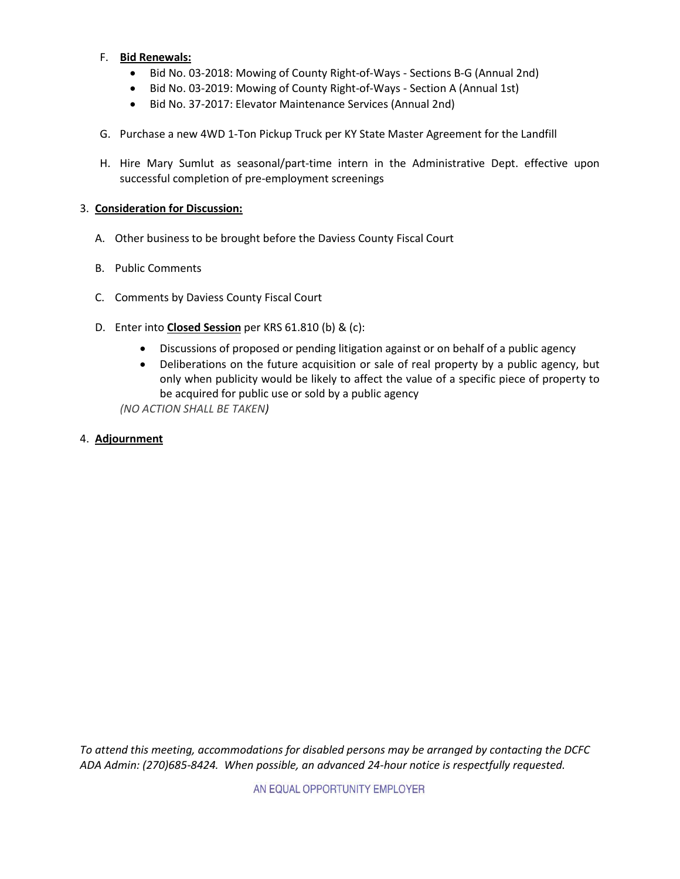F. **Bid Renewals:**
   - Bid No. 03-2018: Mowing of County Right-of-Ways - Sections B-G (Annual 2nd)
   - Bid No. 03-2019: Mowing of County Right-of-Ways - Section A (Annual 1st)
   - Bid No. 37-2017: Elevator Maintenance Services (Annual 2nd)

G. Purchase a new 4WD 1-Ton Pickup Truck per KY State Master Agreement for the Landfill

H. Hire Mary Sumlut as seasonal/part-time intern in the Administrative Dept. effective upon successful completion of pre-employment screenings

3. **Consideration for Discussion:**

   A. Other business to be brought before the Daviess County Fiscal Court

   B. Public Comments

   C. Comments by Daviess County Fiscal Court

   D. Enter into **Closed Session** per KRS 61.810 (b) & (c):
      - Discussions of proposed or pending litigation against or on behalf of a public agency
      - Deliberations on the future acquisition or sale of real property by a public agency, but only when publicity would be likely to affect the value of a specific piece of property to be acquired for public use or sold by a public agency

      *(NO ACTION SHALL BE TAKEN)*

4. **Adjournment**

*To attend this meeting, accommodations for disabled persons may be arranged by contacting the DCFC ADA Admin: (270)685-8424. When possible, an advanced 24-hour notice is respectfully requested.*

AN EQUAL OPPORTUNITY EMPLOYER